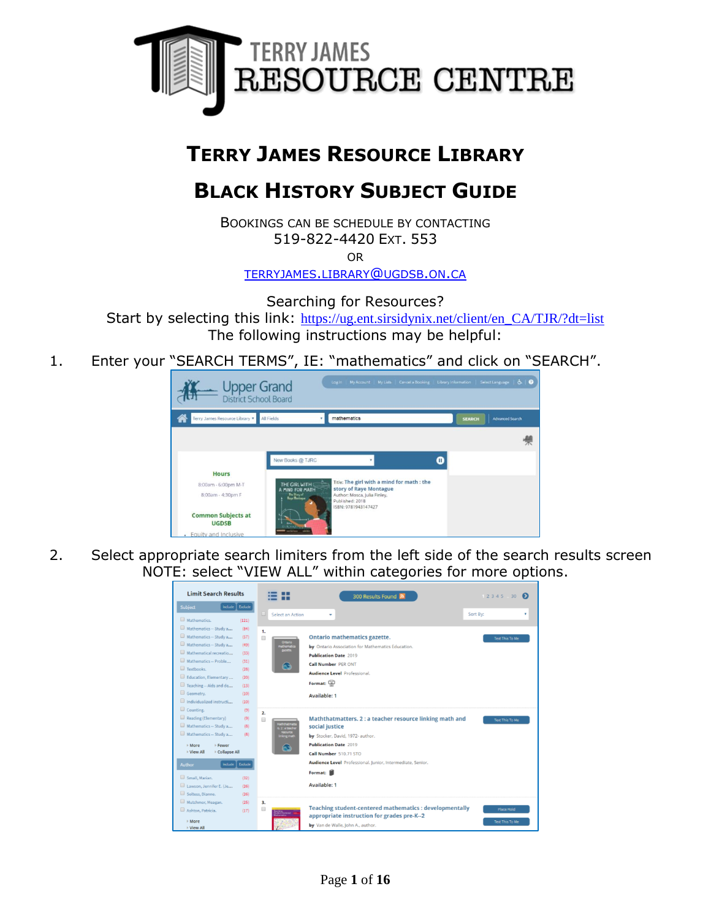# Terry James Resource Library

# Black History Subject Guide

Bookings can be schedule by contacting
519-822-4420 Ext. 553
or
terryjames.library@ugdsb.on.ca

Searching for Resources?
Start by selecting this link: https://ug.ent.sirsidynix.net/client/en_CA/TJR/?dt=list
The following instructions may be helpful:

1. Enter your "SEARCH TERMS", IE: "mathematics" and click on "SEARCH".

2. Select appropriate search limiters from the left side of the search results screen
NOTE: select "VIEW ALL" within categories for more options.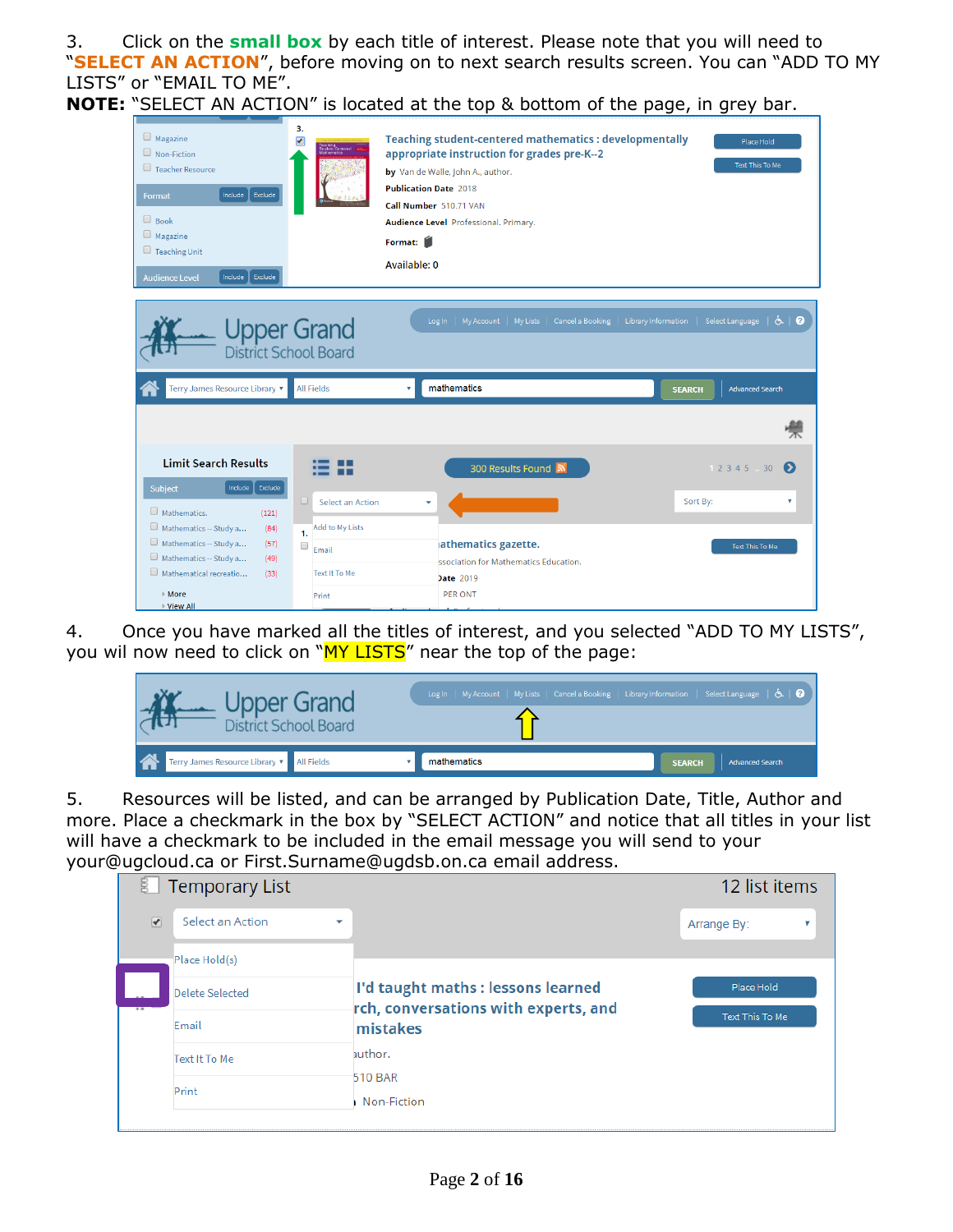3. Click on the **small box** by each title of interest. Please note that you will need to "**SELECT AN ACTION**", before moving on to next search results screen. You can "ADD TO MY LISTS" or "EMAIL TO ME".

**NOTE:** "SELECT AN ACTION" is located at the top & bottom of the page, in grey bar.

4. Once you have marked all the titles of interest, and you selected "ADD TO MY LISTS", you wil now need to click on "MY LISTS" near the top of the page:

5. Resources will be listed, and can be arranged by Publication Date, Title, Author and more. Place a checkmark in the box by "SELECT ACTION" and notice that all titles in your list will have a checkmark to be included in the email message you will send to your your@ugcloud.ca or First.Surname@ugdsb.on.ca email address.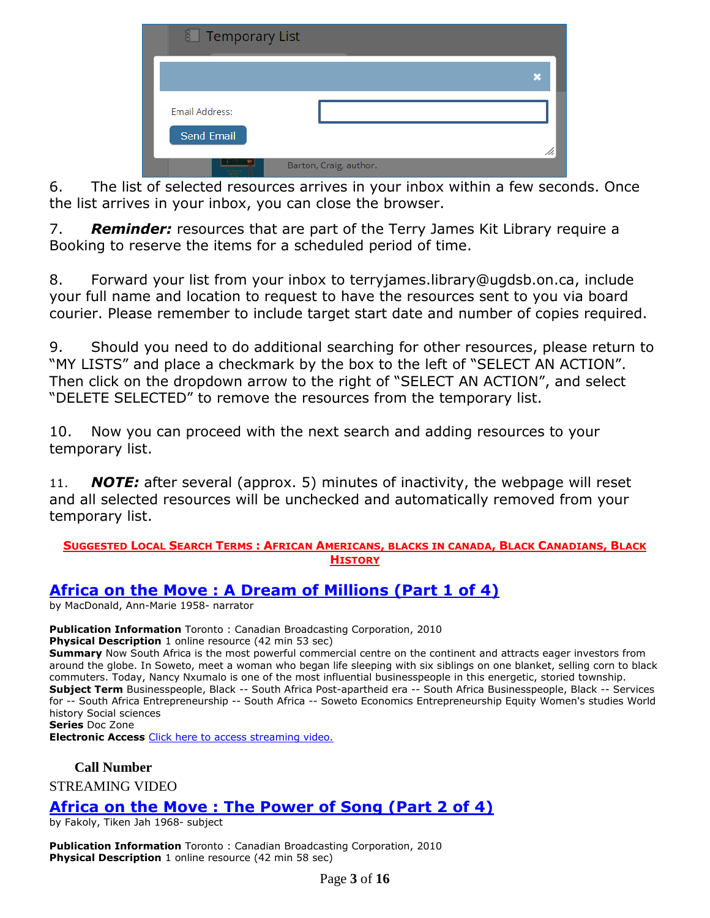6. The list of selected resources arrives in your inbox within a few seconds. Once the list arrives in your inbox, you can close the browser.

7. ***Reminder:*** resources that are part of the Terry James Kit Library require a Booking to reserve the items for a scheduled period of time.

8. Forward your list from your inbox to terryjames.library@ugdsb.on.ca, include your full name and location to request to have the resources sent to you via board courier. Please remember to include target start date and number of copies required.

9. Should you need to do additional searching for other resources, please return to "MY LISTS" and place a checkmark by the box to the left of "SELECT AN ACTION". Then click on the dropdown arrow to the right of "SELECT AN ACTION", and select "DELETE SELECTED" to remove the resources from the temporary list.

10. Now you can proceed with the next search and adding resources to your temporary list.

11. ***NOTE:*** after several (approx. 5) minutes of inactivity, the webpage will reset and all selected resources will be unchecked and automatically removed from your temporary list.

**SUGGESTED LOCAL SEARCH TERMS : AFRICAN AMERICANS, BLACKS IN CANADA, BLACK CANADIANS, BLACK HISTORY**

## Africa on the Move : A Dream of Millions (Part 1 of 4)

by MacDonald, Ann-Marie 1958- narrator

**Publication Information** Toronto : Canadian Broadcasting Corporation, 2010
**Physical Description** 1 online resource (42 min 53 sec)
**Summary** Now South Africa is the most powerful commercial centre on the continent and attracts eager investors from around the globe. In Soweto, meet a woman who began life sleeping with six siblings on one blanket, selling corn to black commuters. Today, Nancy Nxumalo is one of the most influential businesspeople in this energetic, storied township.
**Subject Term** Businesspeople, Black -- South Africa Post-apartheid era -- South Africa Businesspeople, Black -- Services for -- South Africa Entrepreneurship -- South Africa -- Soweto Economics Entrepreneurship Equity Women's studies World history Social sciences
**Series** Doc Zone
**Electronic Access** Click here to access streaming video.

**Call Number**
STREAMING VIDEO

## Africa on the Move : The Power of Song (Part 2 of 4)

by Fakoly, Tiken Jah 1968- subject

**Publication Information** Toronto : Canadian Broadcasting Corporation, 2010
**Physical Description** 1 online resource (42 min 58 sec)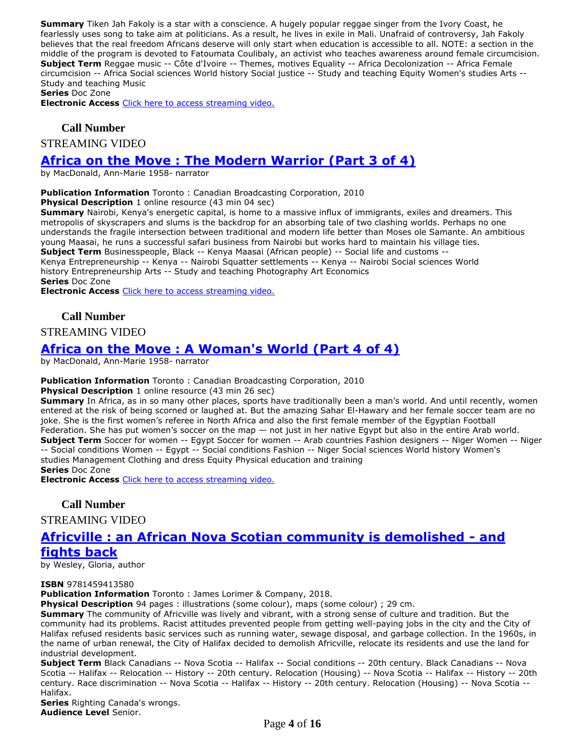**Summary** Tiken Jah Fakoly is a star with a conscience. A hugely popular reggae singer from the Ivory Coast, he fearlessly uses song to take aim at politicians. As a result, he lives in exile in Mali. Unafraid of controversy, Jah Fakoly believes that the real freedom Africans deserve will only start when education is accessible to all. NOTE: a section in the middle of the program is devoted to Fatoumata Coulibaly, an activist who teaches awareness around female circumcision.
**Subject Term** Reggae music -- Côte d'Ivoire -- Themes, motives Equality -- Africa Decolonization -- Africa Female circumcision -- Africa Social sciences World history Social justice -- Study and teaching Equity Women's studies Arts -- Study and teaching Music
**Series** Doc Zone
**Electronic Access** [Click here to access streaming video.]

### Call Number

STREAMING VIDEO

## Africa on the Move : The Modern Warrior (Part 3 of 4)

by MacDonald, Ann-Marie 1958- narrator

**Publication Information** Toronto : Canadian Broadcasting Corporation, 2010
**Physical Description** 1 online resource (43 min 04 sec)
**Summary** Nairobi, Kenya's energetic capital, is home to a massive influx of immigrants, exiles and dreamers. This metropolis of skyscrapers and slums is the backdrop for an absorbing tale of two clashing worlds. Perhaps no one understands the fragile intersection between traditional and modern life better than Moses ole Samante. An ambitious young Maasai, he runs a successful safari business from Nairobi but works hard to maintain his village ties.
**Subject Term** Businesspeople, Black -- Kenya Maasai (African people) -- Social life and customs -- Kenya Entrepreneurship -- Kenya -- Nairobi Squatter settlements -- Kenya -- Nairobi Social sciences World history Entrepreneurship Arts -- Study and teaching Photography Art Economics
**Series** Doc Zone
**Electronic Access** [Click here to access streaming video.]

### Call Number

STREAMING VIDEO

## Africa on the Move : A Woman's World (Part 4 of 4)

by MacDonald, Ann-Marie 1958- narrator

**Publication Information** Toronto : Canadian Broadcasting Corporation, 2010
**Physical Description** 1 online resource (43 min 26 sec)
**Summary** In Africa, as in so many other places, sports have traditionally been a man's world. And until recently, women entered at the risk of being scorned or laughed at. But the amazing Sahar El-Hawary and her female soccer team are no joke. She is the first women's referee in North Africa and also the first female member of the Egyptian Football Federation. She has put women's soccer on the map — not just in her native Egypt but also in the entire Arab world.
**Subject Term** Soccer for women -- Egypt Soccer for women -- Arab countries Fashion designers -- Niger Women -- Niger -- Social conditions Women -- Egypt -- Social conditions Fashion -- Niger Social sciences World history Women's studies Management Clothing and dress Equity Physical education and training
**Series** Doc Zone
**Electronic Access** [Click here to access streaming video.]

### Call Number

STREAMING VIDEO

## Africville : an African Nova Scotian community is demolished - and fights back

by Wesley, Gloria, author

**ISBN** 9781459413580
**Publication Information** Toronto : James Lorimer & Company, 2018.
**Physical Description** 94 pages : illustrations (some colour), maps (some colour) ; 29 cm.
**Summary** The community of Africville was lively and vibrant, with a strong sense of culture and tradition. But the community had its problems. Racist attitudes prevented people from getting well-paying jobs in the city and the City of Halifax refused residents basic services such as running water, sewage disposal, and garbage collection. In the 1960s, in the name of urban renewal, the City of Halifax decided to demolish Africville, relocate its residents and use the land for industrial development.
**Subject Term** Black Canadians -- Nova Scotia -- Halifax -- Social conditions -- 20th century. Black Canadians -- Nova Scotia -- Halifax -- Relocation -- History -- 20th century. Relocation (Housing) -- Nova Scotia -- Halifax -- History -- 20th century. Race discrimination -- Nova Scotia -- Halifax -- History -- 20th century. Relocation (Housing) -- Nova Scotia -- Halifax.
**Series** Righting Canada's wrongs.
**Audience Level** Senior.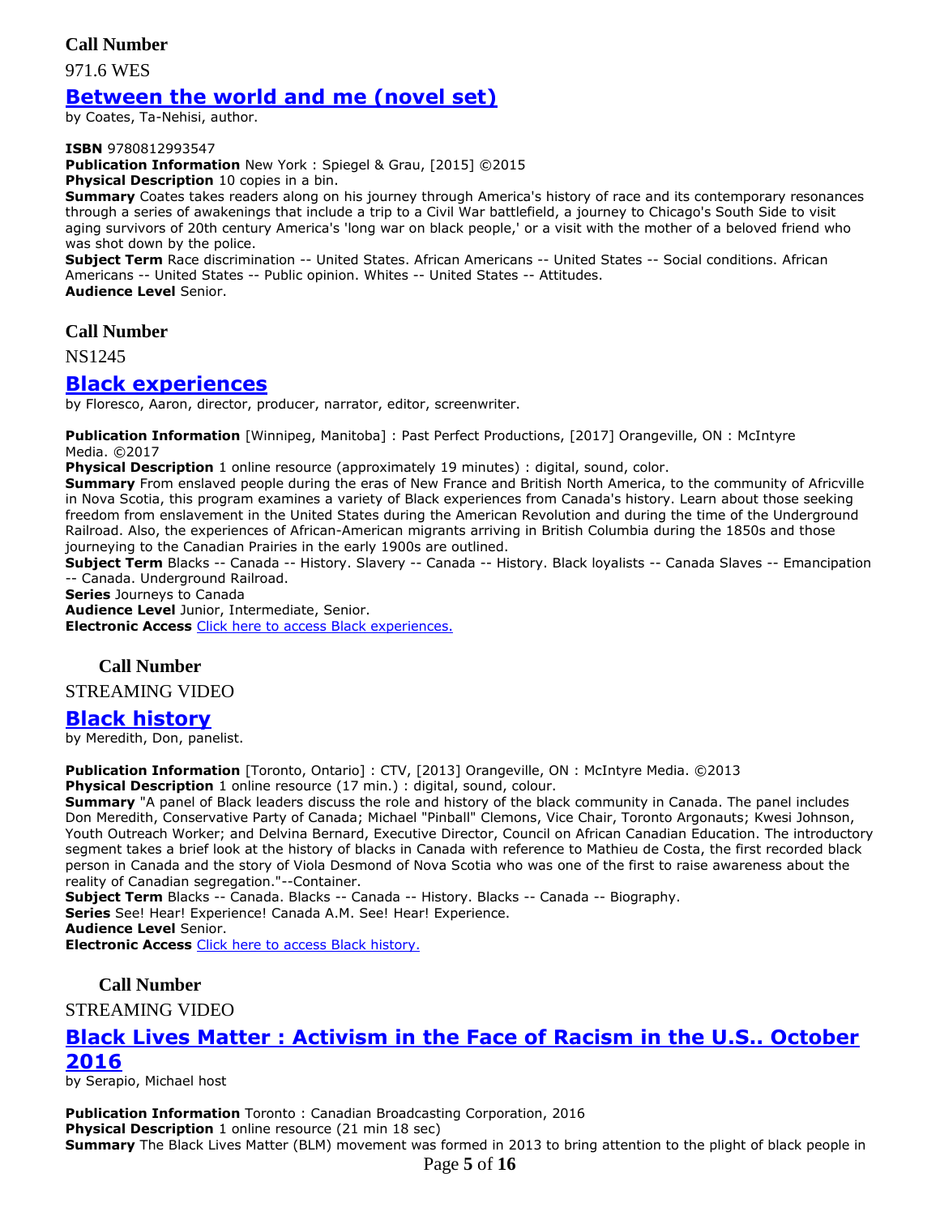**Call Number**

971.6 WES

## Between the world and me (novel set)

by Coates, Ta-Nehisi, author.

**ISBN** 9780812993547
**Publication Information** New York : Spiegel & Grau, [2015] ©2015
**Physical Description** 10 copies in a bin.
**Summary** Coates takes readers along on his journey through America's history of race and its contemporary resonances through a series of awakenings that include a trip to a Civil War battlefield, a journey to Chicago's South Side to visit aging survivors of 20th century America's 'long war on black people,' or a visit with the mother of a beloved friend who was shot down by the police.
**Subject Term** Race discrimination -- United States. African Americans -- United States -- Social conditions. African Americans -- United States -- Public opinion. Whites -- United States -- Attitudes.
**Audience Level** Senior.

**Call Number**

NS1245

## Black experiences

by Floresco, Aaron, director, producer, narrator, editor, screenwriter.

**Publication Information** [Winnipeg, Manitoba] : Past Perfect Productions, [2017] Orangeville, ON : McIntyre Media. ©2017
**Physical Description** 1 online resource (approximately 19 minutes) : digital, sound, color.
**Summary** From enslaved people during the eras of New France and British North America, to the community of Africville in Nova Scotia, this program examines a variety of Black experiences from Canada's history. Learn about those seeking freedom from enslavement in the United States during the American Revolution and during the time of the Underground Railroad. Also, the experiences of African-American migrants arriving in British Columbia during the 1850s and those journeying to the Canadian Prairies in the early 1900s are outlined.
**Subject Term** Blacks -- Canada -- History. Slavery -- Canada -- History. Black loyalists -- Canada Slaves -- Emancipation -- Canada. Underground Railroad.
**Series** Journeys to Canada
**Audience Level** Junior, Intermediate, Senior.
**Electronic Access** Click here to access Black experiences.

**Call Number**

STREAMING VIDEO

## Black history

by Meredith, Don, panelist.

**Publication Information** [Toronto, Ontario] : CTV, [2013] Orangeville, ON : McIntyre Media. ©2013
**Physical Description** 1 online resource (17 min.) : digital, sound, colour.
**Summary** "A panel of Black leaders discuss the role and history of the black community in Canada. The panel includes Don Meredith, Conservative Party of Canada; Michael "Pinball" Clemons, Vice Chair, Toronto Argonauts; Kwesi Johnson, Youth Outreach Worker; and Delvina Bernard, Executive Director, Council on African Canadian Education. The introductory segment takes a brief look at the history of blacks in Canada with reference to Mathieu de Costa, the first recorded black person in Canada and the story of Viola Desmond of Nova Scotia who was one of the first to raise awareness about the reality of Canadian segregation."--Container.
**Subject Term** Blacks -- Canada. Blacks -- Canada -- History. Blacks -- Canada -- Biography.
**Series** See! Hear! Experience! Canada A.M. See! Hear! Experience.
**Audience Level** Senior.
**Electronic Access** Click here to access Black history.

**Call Number**

STREAMING VIDEO

## Black Lives Matter : Activism in the Face of Racism in the U.S.. October 2016

by Serapio, Michael host

**Publication Information** Toronto : Canadian Broadcasting Corporation, 2016
**Physical Description** 1 online resource (21 min 18 sec)
**Summary** The Black Lives Matter (BLM) movement was formed in 2013 to bring attention to the plight of black people in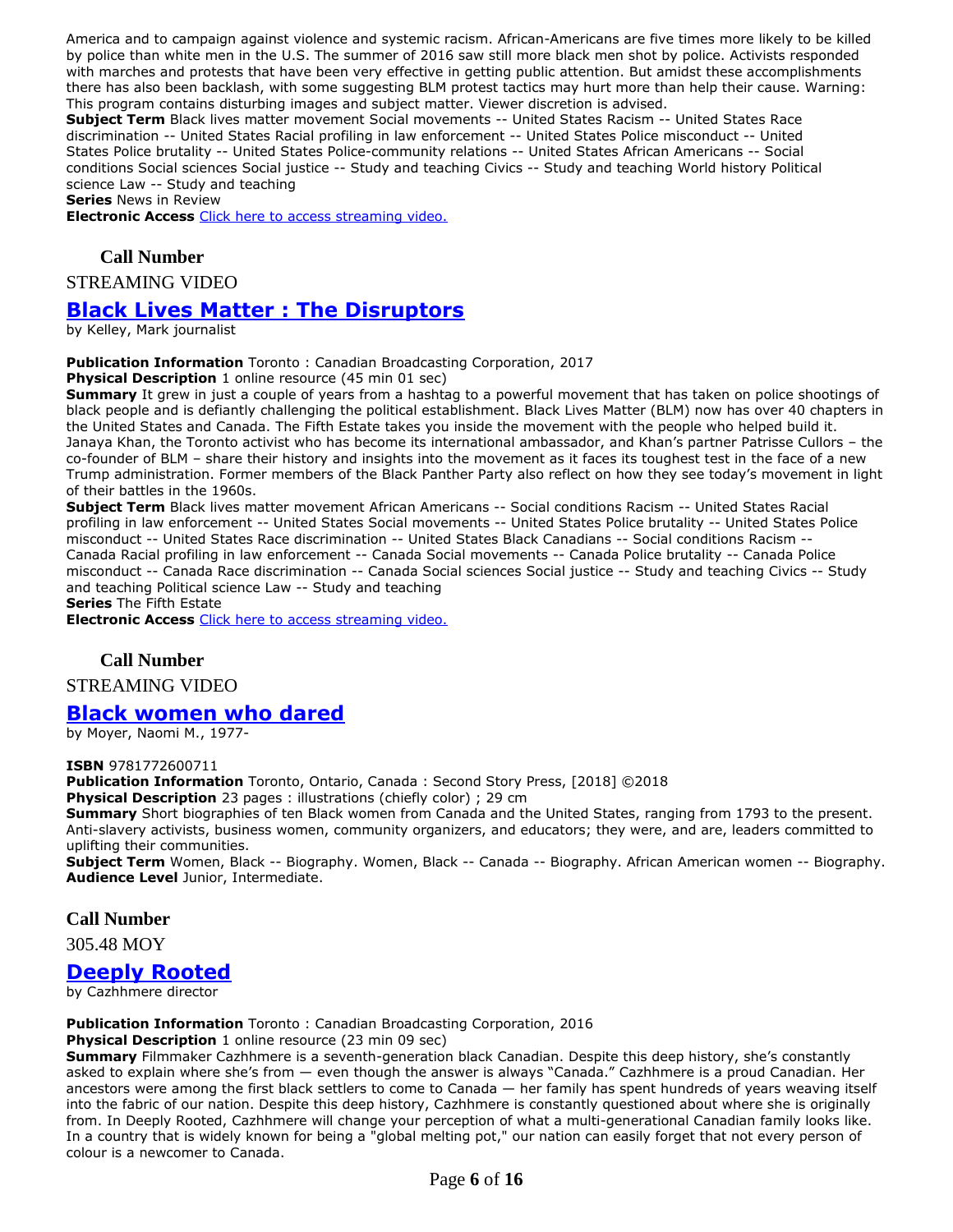America and to campaign against violence and systemic racism. African-Americans are five times more likely to be killed by police than white men in the U.S. The summer of 2016 saw still more black men shot by police. Activists responded with marches and protests that have been very effective in getting public attention. But amidst these accomplishments there has also been backlash, with some suggesting BLM protest tactics may hurt more than help their cause. Warning: This program contains disturbing images and subject matter. Viewer discretion is advised.

**Subject Term** Black lives matter movement Social movements -- United States Racism -- United States Race discrimination -- United States Racial profiling in law enforcement -- United States Police misconduct -- United States Police brutality -- United States Police-community relations -- United States African Americans -- Social conditions Social sciences Social justice -- Study and teaching Civics -- Study and teaching World history Political science Law -- Study and teaching

**Series** News in Review

**Electronic Access** [Click here to access streaming video.]

**Call Number**

STREAMING VIDEO

## Black Lives Matter : The Disruptors

by Kelley, Mark journalist

**Publication Information** Toronto : Canadian Broadcasting Corporation, 2017

**Physical Description** 1 online resource (45 min 01 sec)

**Summary** It grew in just a couple of years from a hashtag to a powerful movement that has taken on police shootings of black people and is defiantly challenging the political establishment. Black Lives Matter (BLM) now has over 40 chapters in the United States and Canada. The Fifth Estate takes you inside the movement with the people who helped build it. Janaya Khan, the Toronto activist who has become its international ambassador, and Khan's partner Patrisse Cullors – the co-founder of BLM – share their history and insights into the movement as it faces its toughest test in the face of a new Trump administration. Former members of the Black Panther Party also reflect on how they see today's movement in light of their battles in the 1960s.

**Subject Term** Black lives matter movement African Americans -- Social conditions Racism -- United States Racial profiling in law enforcement -- United States Social movements -- United States Police brutality -- United States Police misconduct -- United States Race discrimination -- United States Black Canadians -- Social conditions Racism -- Canada Racial profiling in law enforcement -- Canada Social movements -- Canada Police brutality -- Canada Police misconduct -- Canada Race discrimination -- Canada Social sciences Social justice -- Study and teaching Civics -- Study and teaching Political science Law -- Study and teaching

**Series** The Fifth Estate

**Electronic Access** [Click here to access streaming video.]

**Call Number**

STREAMING VIDEO

## Black women who dared

by Moyer, Naomi M., 1977-

**ISBN** 9781772600711

**Publication Information** Toronto, Ontario, Canada : Second Story Press, [2018] ©2018

**Physical Description** 23 pages : illustrations (chiefly color) ; 29 cm

**Summary** Short biographies of ten Black women from Canada and the United States, ranging from 1793 to the present. Anti-slavery activists, business women, community organizers, and educators; they were, and are, leaders committed to uplifting their communities.

**Subject Term** Women, Black -- Biography. Women, Black -- Canada -- Biography. African American women -- Biography.

**Audience Level** Junior, Intermediate.

**Call Number**

305.48 MOY

## Deeply Rooted

by Cazhhmere director

**Publication Information** Toronto : Canadian Broadcasting Corporation, 2016

**Physical Description** 1 online resource (23 min 09 sec)

**Summary** Filmmaker Cazhhmere is a seventh-generation black Canadian. Despite this deep history, she's constantly asked to explain where she's from — even though the answer is always "Canada." Cazhhmere is a proud Canadian. Her ancestors were among the first black settlers to come to Canada — her family has spent hundreds of years weaving itself into the fabric of our nation. Despite this deep history, Cazhhmere is constantly questioned about where she is originally from. In Deeply Rooted, Cazhhmere will change your perception of what a multi-generational Canadian family looks like. In a country that is widely known for being a "global melting pot," our nation can easily forget that not every person of colour is a newcomer to Canada.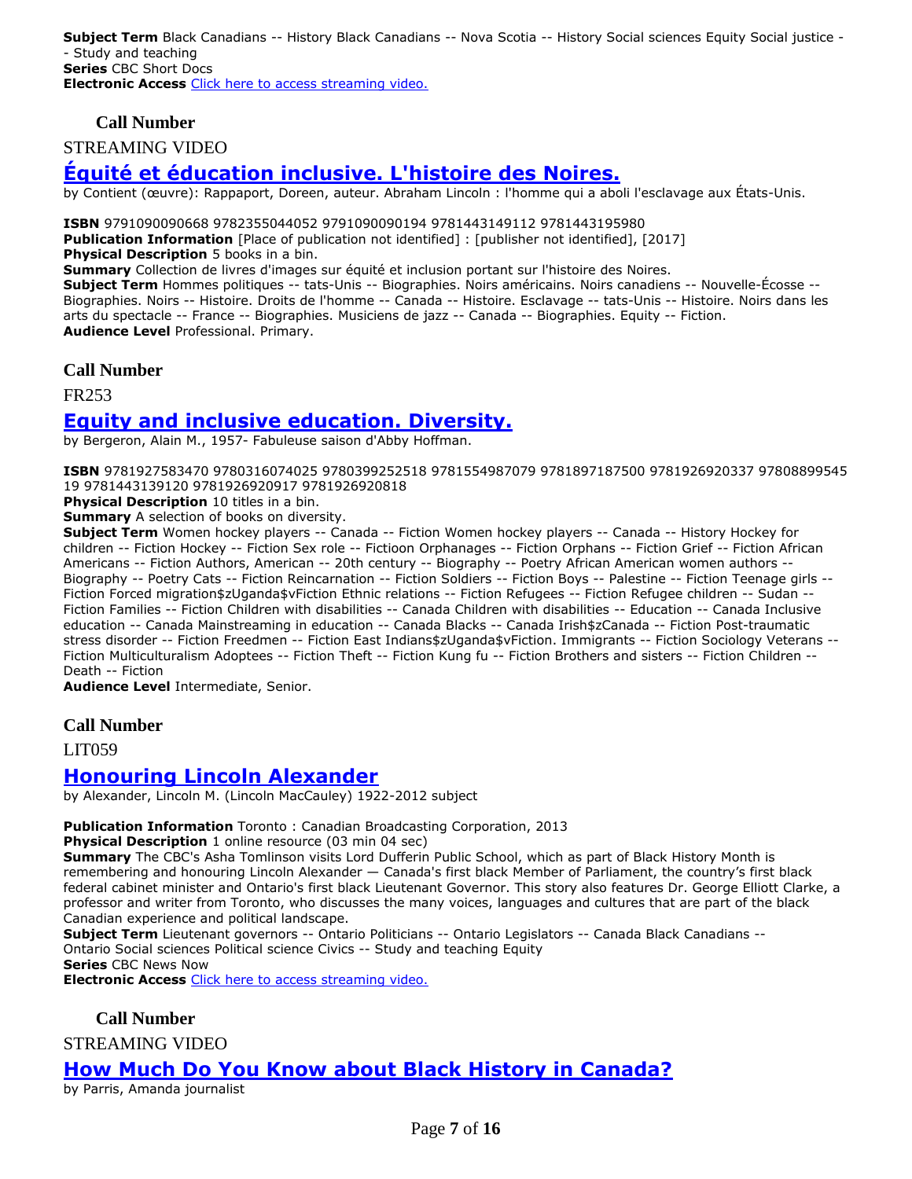**Subject Term** Black Canadians -- History Black Canadians -- Nova Scotia -- History Social sciences Equity Social justice -- Study and teaching
**Series** CBC Short Docs
**Electronic Access** [Click here to access streaming video.]()

**Call Number**

STREAMING VIDEO

## Équité et éducation inclusive. L'histoire des Noires.

by Contient (œuvre): Rappaport, Doreen, auteur. Abraham Lincoln : l'homme qui a aboli l'esclavage aux États-Unis.

**ISBN** 9791090090668 9782355044052 9791090090194 9781443149112 9781443195980
**Publication Information** [Place of publication not identified] : [publisher not identified], [2017]
**Physical Description** 5 books in a bin.
**Summary** Collection de livres d'images sur équité et inclusion portant sur l'histoire des Noires.
**Subject Term** Hommes politiques -- tats-Unis -- Biographies. Noirs américains. Noirs canadiens -- Nouvelle-Écosse -- Biographies. Noirs -- Histoire. Droits de l'homme -- Canada -- Histoire. Esclavage -- tats-Unis -- Histoire. Noirs dans les arts du spectacle -- France -- Biographies. Musiciens de jazz -- Canada -- Biographies. Equity -- Fiction.
**Audience Level** Professional. Primary.

**Call Number**

FR253

## Equity and inclusive education. Diversity.

by Bergeron, Alain M., 1957- Fabuleuse saison d'Abby Hoffman.

**ISBN** 9781927583470 9780316074025 9780399252518 9781554987079 9781897187500 9781926920337 9780889954519 9781443139120 9781926920917 9781926920818
**Physical Description** 10 titles in a bin.
**Summary** A selection of books on diversity.
**Subject Term** Women hockey players -- Canada -- Fiction Women hockey players -- Canada -- History Hockey for children -- Fiction Hockey -- Fiction Sex role -- Fictioon Orphanages -- Fiction Orphans -- Fiction Grief -- Fiction African Americans -- Fiction Authors, American -- 20th century -- Biography -- Poetry African American women authors -- Biography -- Poetry Cats -- Fiction Reincarnation -- Fiction Soldiers -- Fiction Boys -- Palestine -- Fiction Teenage girls -- Fiction Forced migration$zUganda$vFiction Ethnic relations -- Fiction Refugees -- Fiction Refugee children -- Sudan -- Fiction Families -- Fiction Children with disabilities -- Canada Children with disabilities -- Education -- Canada Inclusive education -- Canada Mainstreaming in education -- Canada Blacks -- Canada Irish$zCanada -- Fiction Post-traumatic stress disorder -- Fiction Freedmen -- Fiction East Indians$zUganda$vFiction. Immigrants -- Fiction Sociology Veterans -- Fiction Multiculturalism Adoptees -- Fiction Theft -- Fiction Kung fu -- Fiction Brothers and sisters -- Fiction Children -- Death -- Fiction
**Audience Level** Intermediate, Senior.

**Call Number**

LIT059

## Honouring Lincoln Alexander

by Alexander, Lincoln M. (Lincoln MacCauley) 1922-2012 subject

**Publication Information** Toronto : Canadian Broadcasting Corporation, 2013
**Physical Description** 1 online resource (03 min 04 sec)
**Summary** The CBC's Asha Tomlinson visits Lord Dufferin Public School, which as part of Black History Month is remembering and honouring Lincoln Alexander — Canada's first black Member of Parliament, the country's first black federal cabinet minister and Ontario's first black Lieutenant Governor. This story also features Dr. George Elliott Clarke, a professor and writer from Toronto, who discusses the many voices, languages and cultures that are part of the black Canadian experience and political landscape.
**Subject Term** Lieutenant governors -- Ontario Politicians -- Ontario Legislators -- Canada Black Canadians -- Ontario Social sciences Political science Civics -- Study and teaching Equity
**Series** CBC News Now
**Electronic Access** [Click here to access streaming video.]()

**Call Number**

STREAMING VIDEO

## How Much Do You Know about Black History in Canada?

by Parris, Amanda journalist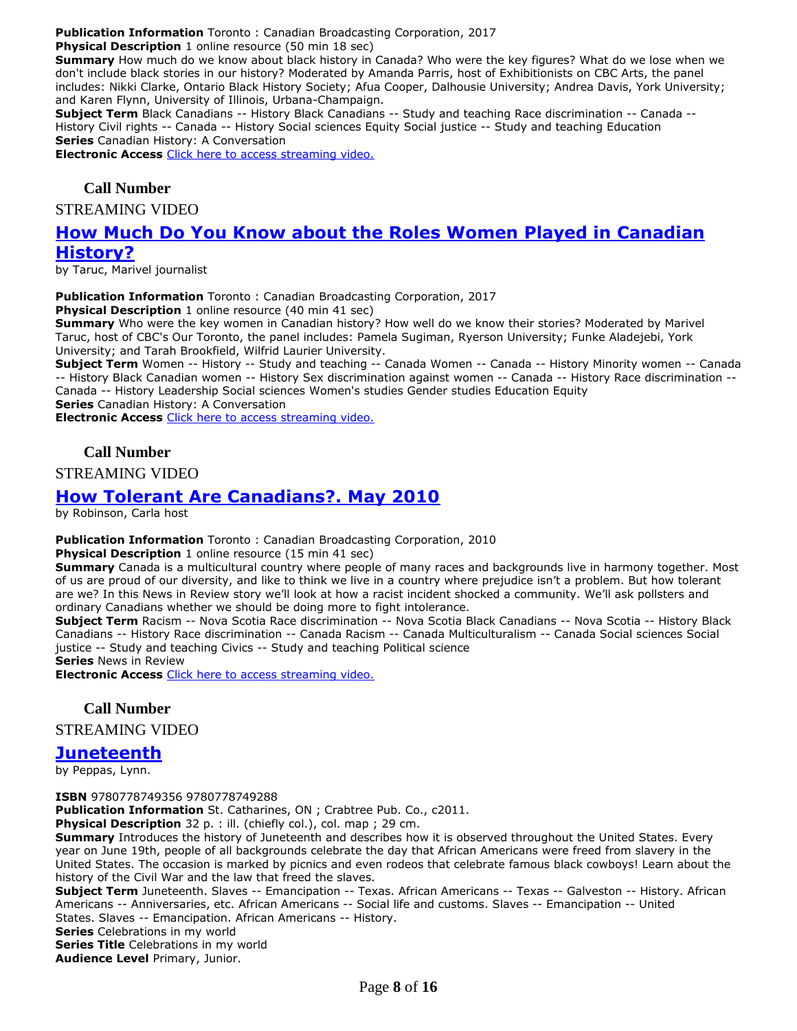**Publication Information** Toronto : Canadian Broadcasting Corporation, 2017
**Physical Description** 1 online resource (50 min 18 sec)
**Summary** How much do we know about black history in Canada? Who were the key figures? What do we lose when we don't include black stories in our history? Moderated by Amanda Parris, host of Exhibitionists on CBC Arts, the panel includes: Nikki Clarke, Ontario Black History Society; Afua Cooper, Dalhousie University; Andrea Davis, York University; and Karen Flynn, University of Illinois, Urbana-Champaign.
**Subject Term** Black Canadians -- History Black Canadians -- Study and teaching Race discrimination -- Canada -- History Civil rights -- Canada -- History Social sciences Equity Social justice -- Study and teaching Education
**Series** Canadian History: A Conversation
**Electronic Access** Click here to access streaming video.

**Call Number**

STREAMING VIDEO

## How Much Do You Know about the Roles Women Played in Canadian History?

by Taruc, Marivel journalist

**Publication Information** Toronto : Canadian Broadcasting Corporation, 2017
**Physical Description** 1 online resource (40 min 41 sec)
**Summary** Who were the key women in Canadian history? How well do we know their stories? Moderated by Marivel Taruc, host of CBC's Our Toronto, the panel includes: Pamela Sugiman, Ryerson University; Funke Aladejebi, York University; and Tarah Brookfield, Wilfrid Laurier University.
**Subject Term** Women -- History -- Study and teaching -- Canada Women -- Canada -- History Minority women -- Canada -- History Black Canadian women -- History Sex discrimination against women -- Canada -- History Race discrimination -- Canada -- History Leadership Social sciences Women's studies Gender studies Education Equity
**Series** Canadian History: A Conversation
**Electronic Access** Click here to access streaming video.

**Call Number**

STREAMING VIDEO

## How Tolerant Are Canadians?. May 2010

by Robinson, Carla host

**Publication Information** Toronto : Canadian Broadcasting Corporation, 2010
**Physical Description** 1 online resource (15 min 41 sec)
**Summary** Canada is a multicultural country where people of many races and backgrounds live in harmony together. Most of us are proud of our diversity, and like to think we live in a country where prejudice isn't a problem. But how tolerant are we? In this News in Review story we'll look at how a racist incident shocked a community. We'll ask pollsters and ordinary Canadians whether we should be doing more to fight intolerance.
**Subject Term** Racism -- Nova Scotia Race discrimination -- Nova Scotia Black Canadians -- Nova Scotia -- History Black Canadians -- History Race discrimination -- Canada Racism -- Canada Multiculturalism -- Canada Social sciences Social justice -- Study and teaching Civics -- Study and teaching Political science
**Series** News in Review
**Electronic Access** Click here to access streaming video.

**Call Number**

STREAMING VIDEO

## Juneteenth

by Peppas, Lynn.

**ISBN** 9780778749356 9780778749288
**Publication Information** St. Catharines, ON ; Crabtree Pub. Co., c2011.
**Physical Description** 32 p. : ill. (chiefly col.), col. map ; 29 cm.
**Summary** Introduces the history of Juneteenth and describes how it is observed throughout the United States. Every year on June 19th, people of all backgrounds celebrate the day that African Americans were freed from slavery in the United States. The occasion is marked by picnics and even rodeos that celebrate famous black cowboys! Learn about the history of the Civil War and the law that freed the slaves.
**Subject Term** Juneteenth. Slaves -- Emancipation -- Texas. African Americans -- Texas -- Galveston -- History. African Americans -- Anniversaries, etc. African Americans -- Social life and customs. Slaves -- Emancipation -- United States. Slaves -- Emancipation. African Americans -- History.
**Series** Celebrations in my world
**Series Title** Celebrations in my world
**Audience Level** Primary, Junior.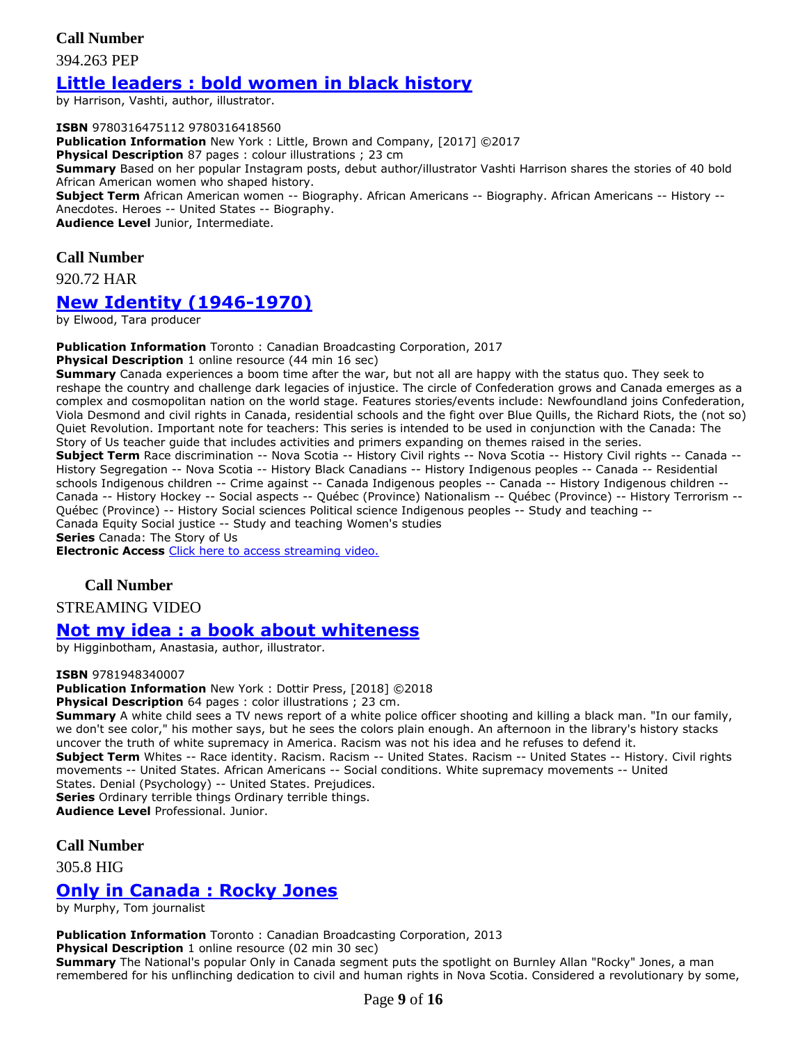**Call Number**

394.263 PEP

## [Little leaders : bold women in black history]

by Harrison, Vashti, author, illustrator.

**ISBN** 9780316475112 9780316418560
**Publication Information** New York : Little, Brown and Company, [2017] ©2017
**Physical Description** 87 pages : colour illustrations ; 23 cm
**Summary** Based on her popular Instagram posts, debut author/illustrator Vashti Harrison shares the stories of 40 bold African American women who shaped history.
**Subject Term** African American women -- Biography. African Americans -- Biography. African Americans -- History -- Anecdotes. Heroes -- United States -- Biography.
**Audience Level** Junior, Intermediate.

**Call Number**

920.72 HAR

## [New Identity (1946-1970)]

by Elwood, Tara producer

**Publication Information** Toronto : Canadian Broadcasting Corporation, 2017
**Physical Description** 1 online resource (44 min 16 sec)
**Summary** Canada experiences a boom time after the war, but not all are happy with the status quo. They seek to reshape the country and challenge dark legacies of injustice. The circle of Confederation grows and Canada emerges as a complex and cosmopolitan nation on the world stage. Features stories/events include: Newfoundland joins Confederation, Viola Desmond and civil rights in Canada, residential schools and the fight over Blue Quills, the Richard Riots, the (not so) Quiet Revolution. Important note for teachers: This series is intended to be used in conjunction with the Canada: The Story of Us teacher guide that includes activities and primers expanding on themes raised in the series.
**Subject Term** Race discrimination -- Nova Scotia -- History Civil rights -- Nova Scotia -- History Civil rights -- Canada -- History Segregation -- Nova Scotia -- History Black Canadians -- History Indigenous peoples -- Canada -- Residential schools Indigenous children -- Crime against -- Canada Indigenous peoples -- Canada -- History Indigenous children -- Canada -- History Hockey -- Social aspects -- Québec (Province) Nationalism -- Québec (Province) -- History Terrorism -- Québec (Province) -- History Social sciences Political science Indigenous peoples -- Study and teaching -- Canada Equity Social justice -- Study and teaching Women's studies
**Series** Canada: The Story of Us
**Electronic Access** Click here to access streaming video.

**Call Number**

STREAMING VIDEO

## [Not my idea : a book about whiteness]

by Higginbotham, Anastasia, author, illustrator.

**ISBN** 9781948340007
**Publication Information** New York : Dottir Press, [2018] ©2018
**Physical Description** 64 pages : color illustrations ; 23 cm.
**Summary** A white child sees a TV news report of a white police officer shooting and killing a black man. "In our family, we don't see color," his mother says, but he sees the colors plain enough. An afternoon in the library's history stacks uncover the truth of white supremacy in America. Racism was not his idea and he refuses to defend it.
**Subject Term** Whites -- Race identity. Racism. Racism -- United States. Racism -- United States -- History. Civil rights movements -- United States. African Americans -- Social conditions. White supremacy movements -- United States. Denial (Psychology) -- United States. Prejudices.
**Series** Ordinary terrible things Ordinary terrible things.
**Audience Level** Professional. Junior.

**Call Number**

305.8 HIG

## [Only in Canada : Rocky Jones]

by Murphy, Tom journalist

**Publication Information** Toronto : Canadian Broadcasting Corporation, 2013
**Physical Description** 1 online resource (02 min 30 sec)
**Summary** The National's popular Only in Canada segment puts the spotlight on Burnley Allan "Rocky" Jones, a man remembered for his unflinching dedication to civil and human rights in Nova Scotia. Considered a revolutionary by some,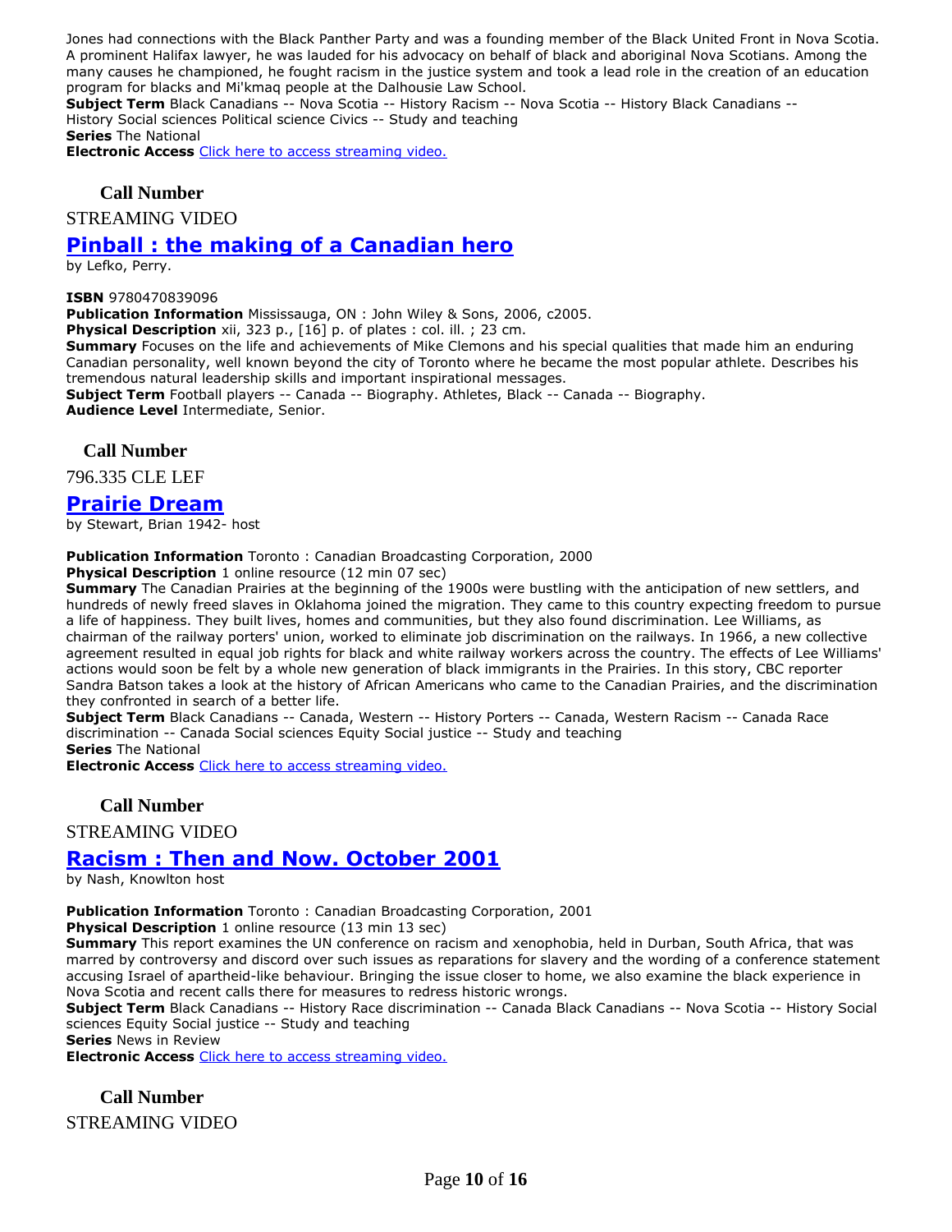Jones had connections with the Black Panther Party and was a founding member of the Black United Front in Nova Scotia. A prominent Halifax lawyer, he was lauded for his advocacy on behalf of black and aboriginal Nova Scotians. Among the many causes he championed, he fought racism in the justice system and took a lead role in the creation of an education program for blacks and Mi'kmaq people at the Dalhousie Law School.
**Subject Term** Black Canadians -- Nova Scotia -- History Racism -- Nova Scotia -- History Black Canadians -- History Social sciences Political science Civics -- Study and teaching
**Series** The National
**Electronic Access** Click here to access streaming video.

**Call Number**

STREAMING VIDEO

## Pinball : the making of a Canadian hero

by Lefko, Perry.

**ISBN** 9780470839096
**Publication Information** Mississauga, ON : John Wiley & Sons, 2006, c2005.
**Physical Description** xii, 323 p., [16] p. of plates : col. ill. ; 23 cm.
**Summary** Focuses on the life and achievements of Mike Clemons and his special qualities that made him an enduring Canadian personality, well known beyond the city of Toronto where he became the most popular athlete. Describes his tremendous natural leadership skills and important inspirational messages.
**Subject Term** Football players -- Canada -- Biography. Athletes, Black -- Canada -- Biography.
**Audience Level** Intermediate, Senior.

**Call Number**

796.335 CLE LEF

## Prairie Dream

by Stewart, Brian 1942- host

**Publication Information** Toronto : Canadian Broadcasting Corporation, 2000
**Physical Description** 1 online resource (12 min 07 sec)
**Summary** The Canadian Prairies at the beginning of the 1900s were bustling with the anticipation of new settlers, and hundreds of newly freed slaves in Oklahoma joined the migration. They came to this country expecting freedom to pursue a life of happiness. They built lives, homes and communities, but they also found discrimination. Lee Williams, as chairman of the railway porters' union, worked to eliminate job discrimination on the railways. In 1966, a new collective agreement resulted in equal job rights for black and white railway workers across the country. The effects of Lee Williams' actions would soon be felt by a whole new generation of black immigrants in the Prairies. In this story, CBC reporter Sandra Batson takes a look at the history of African Americans who came to the Canadian Prairies, and the discrimination they confronted in search of a better life.
**Subject Term** Black Canadians -- Canada, Western -- History Porters -- Canada, Western Racism -- Canada Race discrimination -- Canada Social sciences Equity Social justice -- Study and teaching
**Series** The National
**Electronic Access** Click here to access streaming video.

**Call Number**

STREAMING VIDEO

## Racism : Then and Now. October 2001

by Nash, Knowlton host

**Publication Information** Toronto : Canadian Broadcasting Corporation, 2001
**Physical Description** 1 online resource (13 min 13 sec)
**Summary** This report examines the UN conference on racism and xenophobia, held in Durban, South Africa, that was marred by controversy and discord over such issues as reparations for slavery and the wording of a conference statement accusing Israel of apartheid-like behaviour. Bringing the issue closer to home, we also examine the black experience in Nova Scotia and recent calls there for measures to redress historic wrongs.
**Subject Term** Black Canadians -- History Race discrimination -- Canada Black Canadians -- Nova Scotia -- History Social sciences Equity Social justice -- Study and teaching
**Series** News in Review
**Electronic Access** Click here to access streaming video.

**Call Number**

STREAMING VIDEO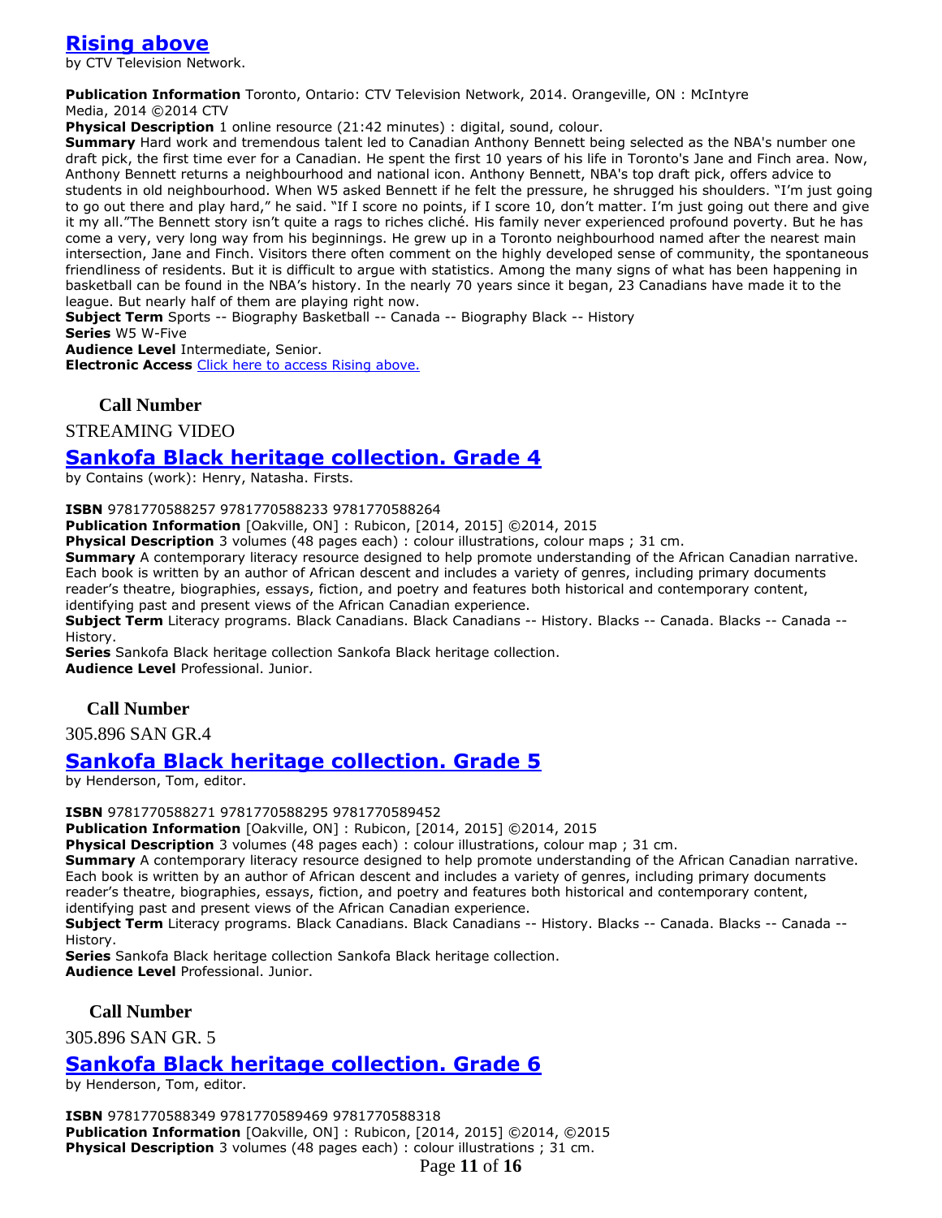## [Rising above](#)

by CTV Television Network.

**Publication Information** Toronto, Ontario: CTV Television Network, 2014. Orangeville, ON : McIntyre Media, 2014 ©2014 CTV

**Physical Description** 1 online resource (21:42 minutes) : digital, sound, colour.

**Summary** Hard work and tremendous talent led to Canadian Anthony Bennett being selected as the NBA's number one draft pick, the first time ever for a Canadian. He spent the first 10 years of his life in Toronto's Jane and Finch area. Now, Anthony Bennett returns a neighbourhood and national icon. Anthony Bennett, NBA's top draft pick, offers advice to students in old neighbourhood. When W5 asked Bennett if he felt the pressure, he shrugged his shoulders. "I'm just going to go out there and play hard," he said. "If I score no points, if I score 10, don't matter. I'm just going out there and give it my all."The Bennett story isn't quite a rags to riches cliché. His family never experienced profound poverty. But he has come a very, very long way from his beginnings. He grew up in a Toronto neighbourhood named after the nearest main intersection, Jane and Finch. Visitors there often comment on the highly developed sense of community, the spontaneous friendliness of residents. But it is difficult to argue with statistics. Among the many signs of what has been happening in basketball can be found in the NBA's history. In the nearly 70 years since it began, 23 Canadians have made it to the league. But nearly half of them are playing right now.

**Subject Term** Sports -- Biography Basketball -- Canada -- Biography Black -- History

**Series** W5 W-Five

**Audience Level** Intermediate, Senior.

**Electronic Access** [Click here to access Rising above.](#)

**Call Number**

STREAMING VIDEO

## [Sankofa Black heritage collection. Grade 4](#)

by Contains (work): Henry, Natasha. Firsts.

**ISBN** 9781770588257 9781770588233 9781770588264

**Publication Information** [Oakville, ON] : Rubicon, [2014, 2015] ©2014, 2015

**Physical Description** 3 volumes (48 pages each) : colour illustrations, colour maps ; 31 cm.

**Summary** A contemporary literacy resource designed to help promote understanding of the African Canadian narrative. Each book is written by an author of African descent and includes a variety of genres, including primary documents reader's theatre, biographies, essays, fiction, and poetry and features both historical and contemporary content, identifying past and present views of the African Canadian experience.

**Subject Term** Literacy programs. Black Canadians. Black Canadians -- History. Blacks -- Canada. Blacks -- Canada -- History.

**Series** Sankofa Black heritage collection Sankofa Black heritage collection.

**Audience Level** Professional. Junior.

**Call Number**

305.896 SAN GR.4

## [Sankofa Black heritage collection. Grade 5](#)

by Henderson, Tom, editor.

**ISBN** 9781770588271 9781770588295 9781770589452

**Publication Information** [Oakville, ON] : Rubicon, [2014, 2015] ©2014, 2015

**Physical Description** 3 volumes (48 pages each) : colour illustrations, colour map ; 31 cm.

**Summary** A contemporary literacy resource designed to help promote understanding of the African Canadian narrative. Each book is written by an author of African descent and includes a variety of genres, including primary documents reader's theatre, biographies, essays, fiction, and poetry and features both historical and contemporary content, identifying past and present views of the African Canadian experience.

**Subject Term** Literacy programs. Black Canadians. Black Canadians -- History. Blacks -- Canada. Blacks -- Canada -- History.

**Series** Sankofa Black heritage collection Sankofa Black heritage collection.

**Audience Level** Professional. Junior.

**Call Number**

305.896 SAN GR. 5

## [Sankofa Black heritage collection. Grade 6](#)

by Henderson, Tom, editor.

**ISBN** 9781770588349 9781770589469 9781770588318

**Publication Information** [Oakville, ON] : Rubicon, [2014, 2015] ©2014, ©2015

**Physical Description** 3 volumes (48 pages each) : colour illustrations ; 31 cm.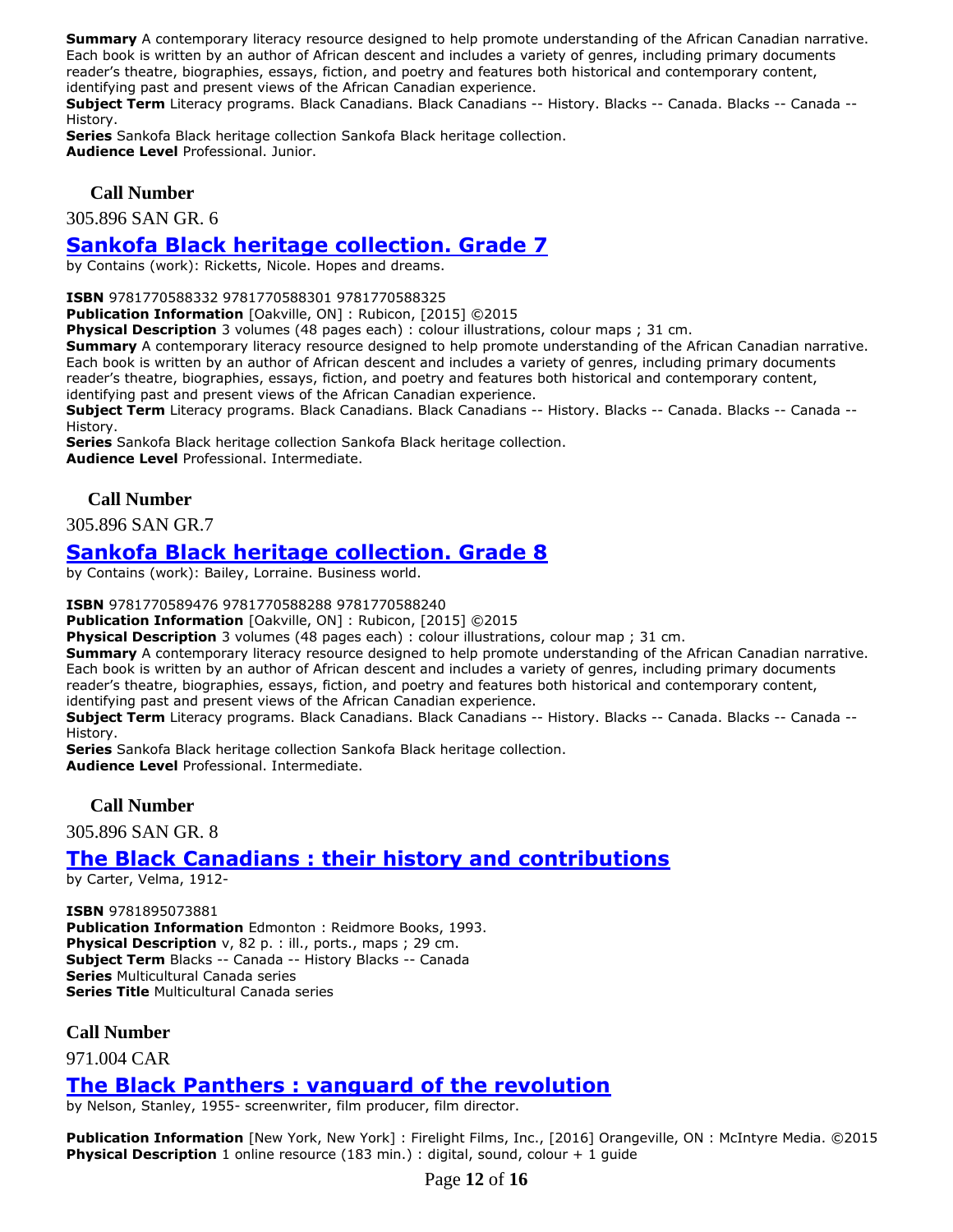**Summary** A contemporary literacy resource designed to help promote understanding of the African Canadian narrative. Each book is written by an author of African descent and includes a variety of genres, including primary documents reader's theatre, biographies, essays, fiction, and poetry and features both historical and contemporary content, identifying past and present views of the African Canadian experience.
**Subject Term** Literacy programs. Black Canadians. Black Canadians -- History. Blacks -- Canada. Blacks -- Canada -- History.
**Series** Sankofa Black heritage collection Sankofa Black heritage collection.
**Audience Level** Professional. Junior.

**Call Number**

305.896 SAN GR. 6

## Sankofa Black heritage collection. Grade 7

by Contains (work): Ricketts, Nicole. Hopes and dreams.

**ISBN** 9781770588332 9781770588301 9781770588325
**Publication Information** [Oakville, ON] : Rubicon, [2015] ©2015
**Physical Description** 3 volumes (48 pages each) : colour illustrations, colour maps ; 31 cm.
**Summary** A contemporary literacy resource designed to help promote understanding of the African Canadian narrative. Each book is written by an author of African descent and includes a variety of genres, including primary documents reader's theatre, biographies, essays, fiction, and poetry and features both historical and contemporary content, identifying past and present views of the African Canadian experience.
**Subject Term** Literacy programs. Black Canadians. Black Canadians -- History. Blacks -- Canada. Blacks -- Canada -- History.
**Series** Sankofa Black heritage collection Sankofa Black heritage collection.
**Audience Level** Professional. Intermediate.

**Call Number**

305.896 SAN GR.7

## Sankofa Black heritage collection. Grade 8

by Contains (work): Bailey, Lorraine. Business world.

**ISBN** 9781770589476 9781770588288 9781770588240
**Publication Information** [Oakville, ON] : Rubicon, [2015] ©2015
**Physical Description** 3 volumes (48 pages each) : colour illustrations, colour map ; 31 cm.
**Summary** A contemporary literacy resource designed to help promote understanding of the African Canadian narrative. Each book is written by an author of African descent and includes a variety of genres, including primary documents reader's theatre, biographies, essays, fiction, and poetry and features both historical and contemporary content, identifying past and present views of the African Canadian experience.
**Subject Term** Literacy programs. Black Canadians. Black Canadians -- History. Blacks -- Canada. Blacks -- Canada -- History.
**Series** Sankofa Black heritage collection Sankofa Black heritage collection.
**Audience Level** Professional. Intermediate.

**Call Number**

305.896 SAN GR. 8

## The Black Canadians : their history and contributions

by Carter, Velma, 1912-

**ISBN** 9781895073881
**Publication Information** Edmonton : Reidmore Books, 1993.
**Physical Description** v, 82 p. : ill., ports., maps ; 29 cm.
**Subject Term** Blacks -- Canada -- History Blacks -- Canada
**Series** Multicultural Canada series
**Series Title** Multicultural Canada series

**Call Number**

971.004 CAR

## The Black Panthers : vanguard of the revolution

by Nelson, Stanley, 1955- screenwriter, film producer, film director.

**Publication Information** [New York, New York] : Firelight Films, Inc., [2016] Orangeville, ON : McIntyre Media. ©2015
**Physical Description** 1 online resource (183 min.) : digital, sound, colour + 1 guide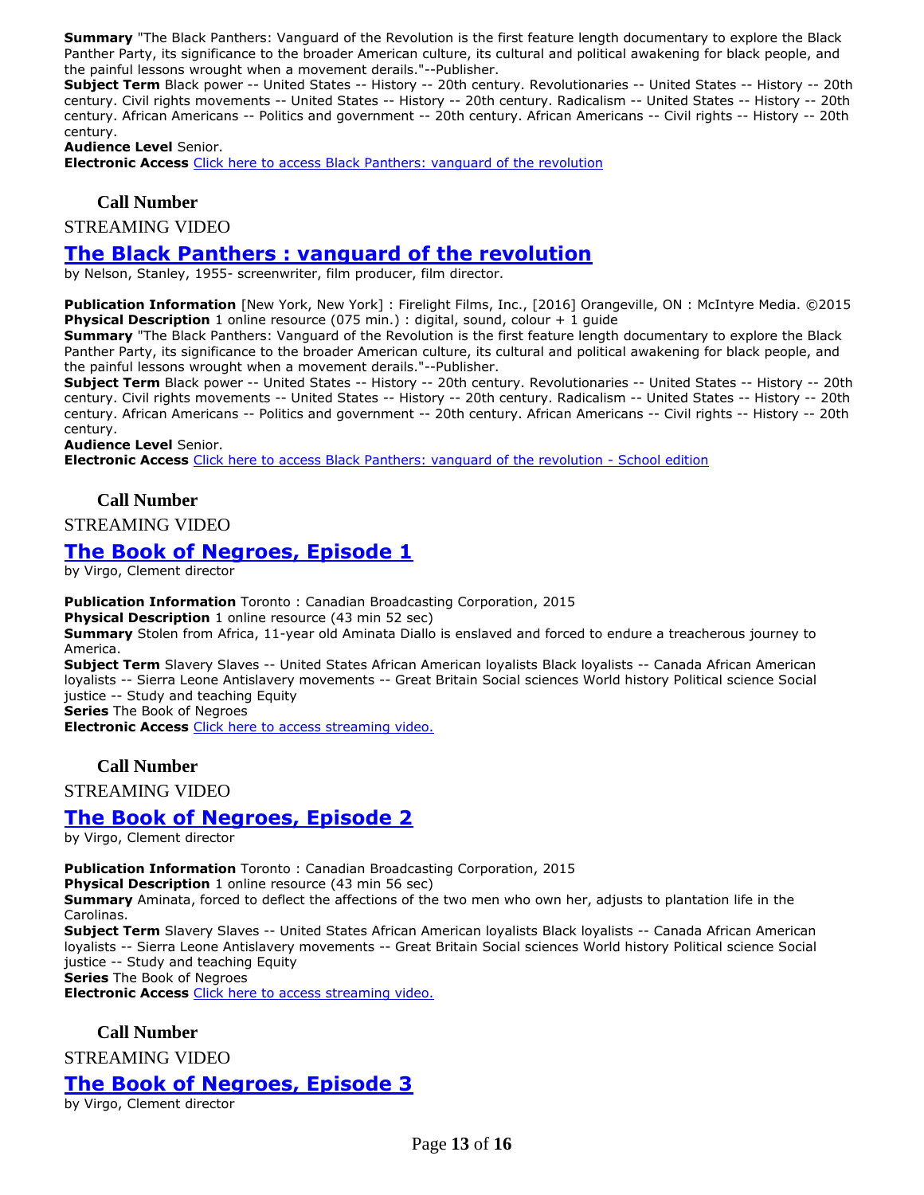**Summary** "The Black Panthers: Vanguard of the Revolution is the first feature length documentary to explore the Black Panther Party, its significance to the broader American culture, its cultural and political awakening for black people, and the painful lessons wrought when a movement derails."--Publisher.
**Subject Term** Black power -- United States -- History -- 20th century. Revolutionaries -- United States -- History -- 20th century. Civil rights movements -- United States -- History -- 20th century. Radicalism -- United States -- History -- 20th century. African Americans -- Politics and government -- 20th century. African Americans -- Civil rights -- History -- 20th century.
**Audience Level** Senior.
**Electronic Access** Click here to access Black Panthers: vanguard of the revolution

**Call Number**

STREAMING VIDEO

## The Black Panthers : vanguard of the revolution

by Nelson, Stanley, 1955- screenwriter, film producer, film director.

**Publication Information** [New York, New York] : Firelight Films, Inc., [2016] Orangeville, ON : McIntyre Media. ©2015
**Physical Description** 1 online resource (075 min.) : digital, sound, colour + 1 guide
**Summary** "The Black Panthers: Vanguard of the Revolution is the first feature length documentary to explore the Black Panther Party, its significance to the broader American culture, its cultural and political awakening for black people, and the painful lessons wrought when a movement derails."--Publisher.
**Subject Term** Black power -- United States -- History -- 20th century. Revolutionaries -- United States -- History -- 20th century. Civil rights movements -- United States -- History -- 20th century. Radicalism -- United States -- History -- 20th century. African Americans -- Politics and government -- 20th century. African Americans -- Civil rights -- History -- 20th century.
**Audience Level** Senior.
**Electronic Access** Click here to access Black Panthers: vanguard of the revolution - School edition

**Call Number**

STREAMING VIDEO

## The Book of Negroes, Episode 1

by Virgo, Clement director

**Publication Information** Toronto : Canadian Broadcasting Corporation, 2015
**Physical Description** 1 online resource (43 min 52 sec)
**Summary** Stolen from Africa, 11-year old Aminata Diallo is enslaved and forced to endure a treacherous journey to America.
**Subject Term** Slavery Slaves -- United States African American loyalists Black loyalists -- Canada African American loyalists -- Sierra Leone Antislavery movements -- Great Britain Social sciences World history Political science Social justice -- Study and teaching Equity
**Series** The Book of Negroes
**Electronic Access** Click here to access streaming video.

**Call Number**

STREAMING VIDEO

## The Book of Negroes, Episode 2

by Virgo, Clement director

**Publication Information** Toronto : Canadian Broadcasting Corporation, 2015
**Physical Description** 1 online resource (43 min 56 sec)
**Summary** Aminata, forced to deflect the affections of the two men who own her, adjusts to plantation life in the Carolinas.
**Subject Term** Slavery Slaves -- United States African American loyalists Black loyalists -- Canada African American loyalists -- Sierra Leone Antislavery movements -- Great Britain Social sciences World history Political science Social justice -- Study and teaching Equity
**Series** The Book of Negroes
**Electronic Access** Click here to access streaming video.

**Call Number**

STREAMING VIDEO

## The Book of Negroes, Episode 3

by Virgo, Clement director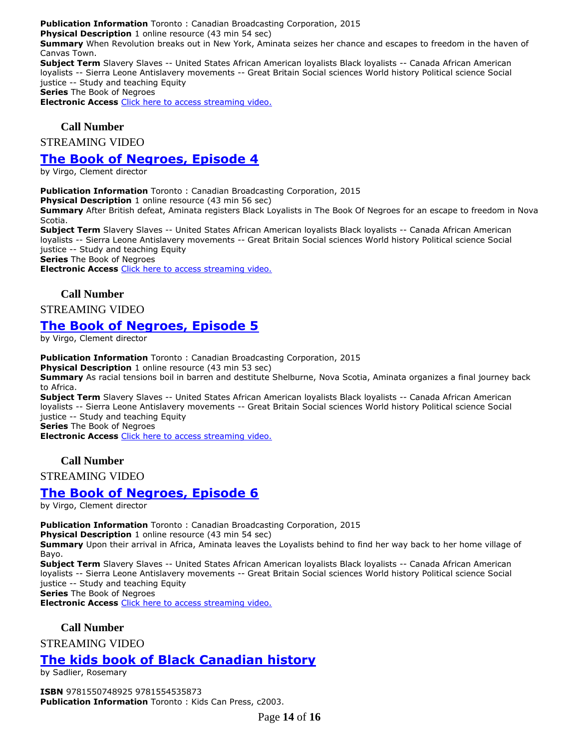**Publication Information** Toronto : Canadian Broadcasting Corporation, 2015
**Physical Description** 1 online resource (43 min 54 sec)
**Summary** When Revolution breaks out in New York, Aminata seizes her chance and escapes to freedom in the haven of Canvas Town.
**Subject Term** Slavery Slaves -- United States African American loyalists Black loyalists -- Canada African American loyalists -- Sierra Leone Antislavery movements -- Great Britain Social sciences World history Political science Social justice -- Study and teaching Equity
**Series** The Book of Negroes
**Electronic Access** Click here to access streaming video.

**Call Number**

STREAMING VIDEO

## The Book of Negroes, Episode 4

by Virgo, Clement director

**Publication Information** Toronto : Canadian Broadcasting Corporation, 2015
**Physical Description** 1 online resource (43 min 56 sec)
**Summary** After British defeat, Aminata registers Black Loyalists in The Book Of Negroes for an escape to freedom in Nova Scotia.
**Subject Term** Slavery Slaves -- United States African American loyalists Black loyalists -- Canada African American loyalists -- Sierra Leone Antislavery movements -- Great Britain Social sciences World history Political science Social justice -- Study and teaching Equity
**Series** The Book of Negroes
**Electronic Access** Click here to access streaming video.

**Call Number**

STREAMING VIDEO

## The Book of Negroes, Episode 5

by Virgo, Clement director

**Publication Information** Toronto : Canadian Broadcasting Corporation, 2015
**Physical Description** 1 online resource (43 min 53 sec)
**Summary** As racial tensions boil in barren and destitute Shelburne, Nova Scotia, Aminata organizes a final journey back to Africa.
**Subject Term** Slavery Slaves -- United States African American loyalists Black loyalists -- Canada African American loyalists -- Sierra Leone Antislavery movements -- Great Britain Social sciences World history Political science Social justice -- Study and teaching Equity
**Series** The Book of Negroes
**Electronic Access** Click here to access streaming video.

**Call Number**

STREAMING VIDEO

## The Book of Negroes, Episode 6

by Virgo, Clement director

**Publication Information** Toronto : Canadian Broadcasting Corporation, 2015
**Physical Description** 1 online resource (43 min 54 sec)
**Summary** Upon their arrival in Africa, Aminata leaves the Loyalists behind to find her way back to her home village of Bayo.
**Subject Term** Slavery Slaves -- United States African American loyalists Black loyalists -- Canada African American loyalists -- Sierra Leone Antislavery movements -- Great Britain Social sciences World history Political science Social justice -- Study and teaching Equity
**Series** The Book of Negroes
**Electronic Access** Click here to access streaming video.

**Call Number**

STREAMING VIDEO

## The kids book of Black Canadian history

by Sadlier, Rosemary

**ISBN** 9781550748925 9781554535873
**Publication Information** Toronto : Kids Can Press, c2003.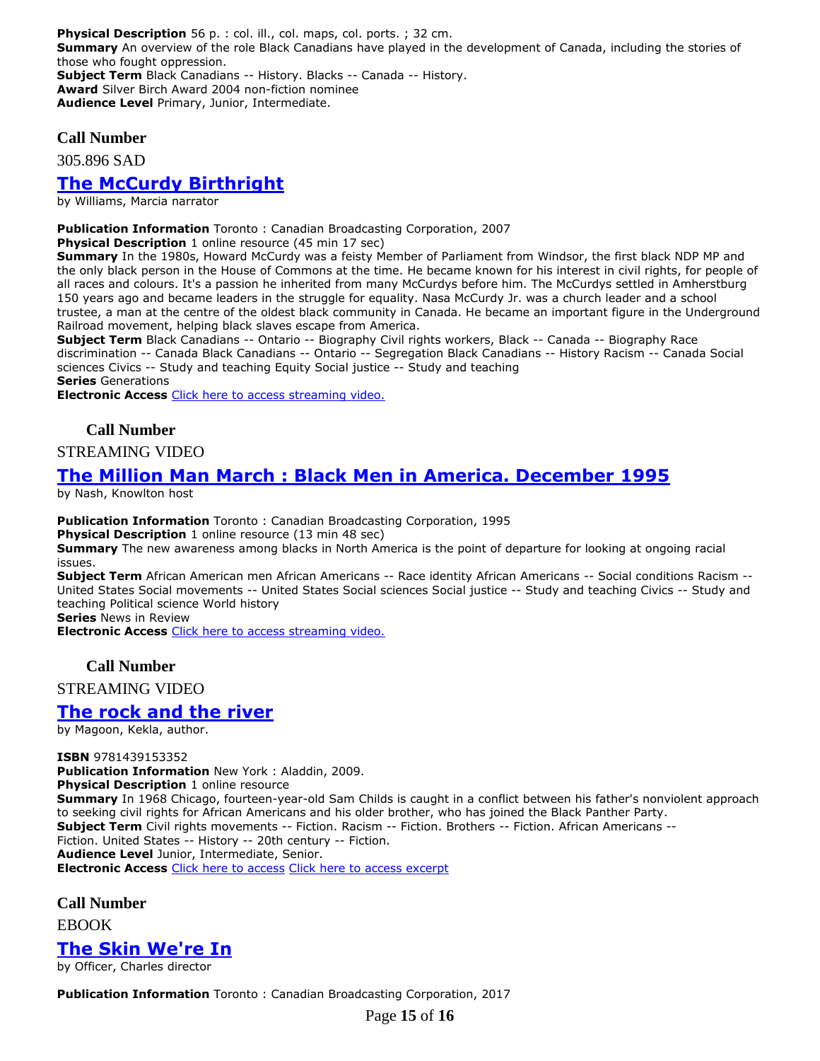**Physical Description** 56 p. : col. ill., col. maps, col. ports. ; 32 cm.
**Summary** An overview of the role Black Canadians have played in the development of Canada, including the stories of those who fought oppression.
**Subject Term** Black Canadians -- History. Blacks -- Canada -- History.
**Award** Silver Birch Award 2004 non-fiction nominee
**Audience Level** Primary, Junior, Intermediate.

### Call Number

305.896 SAD

## The McCurdy Birthright

by Williams, Marcia narrator

**Publication Information** Toronto : Canadian Broadcasting Corporation, 2007
**Physical Description** 1 online resource (45 min 17 sec)
**Summary** In the 1980s, Howard McCurdy was a feisty Member of Parliament from Windsor, the first black NDP MP and the only black person in the House of Commons at the time. He became known for his interest in civil rights, for people of all races and colours. It's a passion he inherited from many McCurdys before him. The McCurdys settled in Amherstburg 150 years ago and became leaders in the struggle for equality. Nasa McCurdy Jr. was a church leader and a school trustee, a man at the centre of the oldest black community in Canada. He became an important figure in the Underground Railroad movement, helping black slaves escape from America.
**Subject Term** Black Canadians -- Ontario -- Biography Civil rights workers, Black -- Canada -- Biography Race discrimination -- Canada Black Canadians -- Ontario -- Segregation Black Canadians -- History Racism -- Canada Social sciences Civics -- Study and teaching Equity Social justice -- Study and teaching
**Series** Generations
**Electronic Access** Click here to access streaming video.

### Call Number

STREAMING VIDEO

## The Million Man March : Black Men in America. December 1995

by Nash, Knowlton host

**Publication Information** Toronto : Canadian Broadcasting Corporation, 1995
**Physical Description** 1 online resource (13 min 48 sec)
**Summary** The new awareness among blacks in North America is the point of departure for looking at ongoing racial issues.
**Subject Term** African American men African Americans -- Race identity African Americans -- Social conditions Racism -- United States Social movements -- United States Social sciences Social justice -- Study and teaching Civics -- Study and teaching Political science World history
**Series** News in Review
**Electronic Access** Click here to access streaming video.

### Call Number

STREAMING VIDEO

## The rock and the river

by Magoon, Kekla, author.

**ISBN** 9781439153352
**Publication Information** New York : Aladdin, 2009.
**Physical Description** 1 online resource
**Summary** In 1968 Chicago, fourteen-year-old Sam Childs is caught in a conflict between his father's nonviolent approach to seeking civil rights for African Americans and his older brother, who has joined the Black Panther Party.
**Subject Term** Civil rights movements -- Fiction. Racism -- Fiction. Brothers -- Fiction. African Americans -- Fiction. United States -- History -- 20th century -- Fiction.
**Audience Level** Junior, Intermediate, Senior.
**Electronic Access** Click here to access Click here to access excerpt

### Call Number

EBOOK

## The Skin We're In

by Officer, Charles director

**Publication Information** Toronto : Canadian Broadcasting Corporation, 2017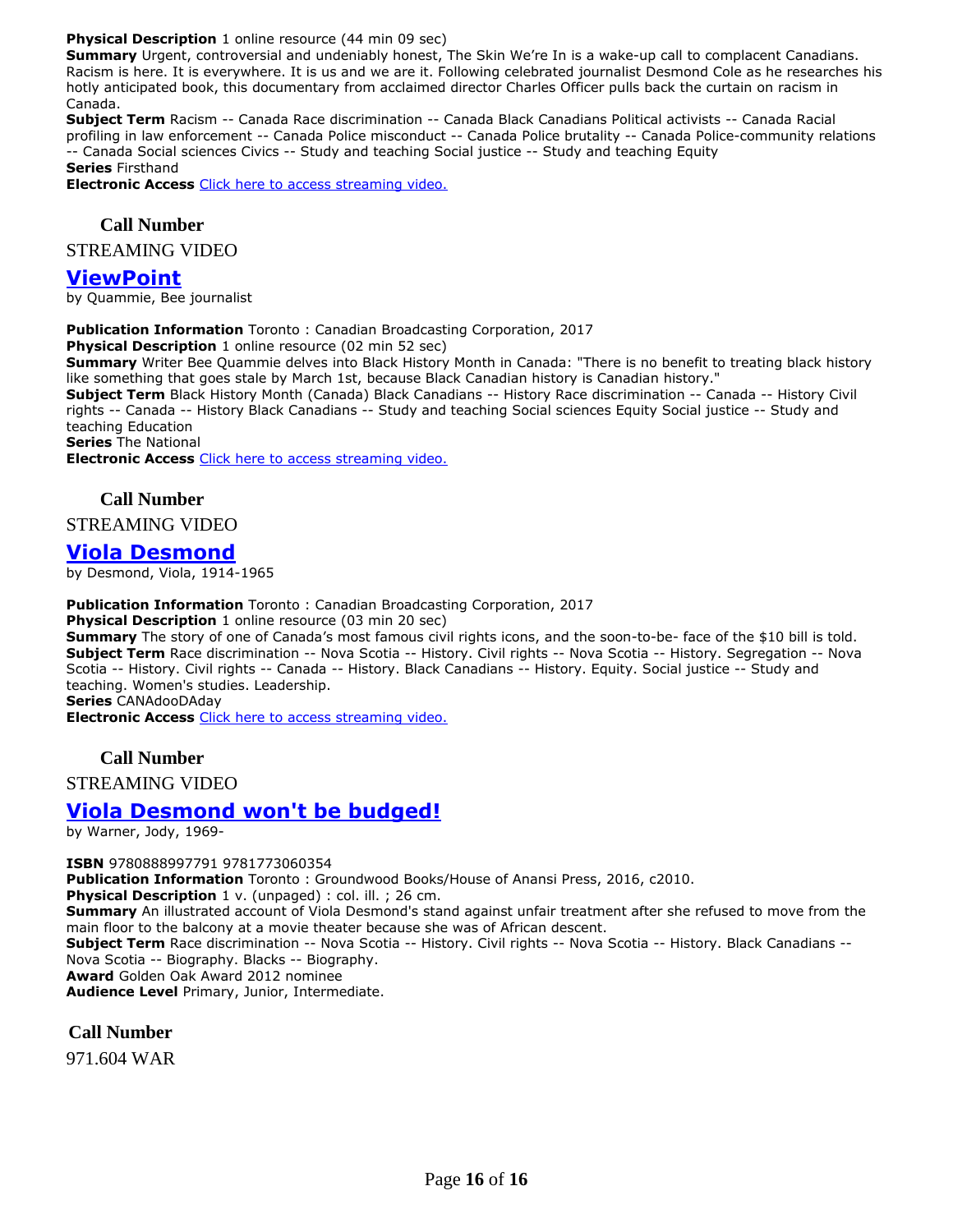**Physical Description** 1 online resource (44 min 09 sec)
**Summary** Urgent, controversial and undeniably honest, The Skin We're In is a wake-up call to complacent Canadians. Racism is here. It is everywhere. It is us and we are it. Following celebrated journalist Desmond Cole as he researches his hotly anticipated book, this documentary from acclaimed director Charles Officer pulls back the curtain on racism in Canada.
**Subject Term** Racism -- Canada Race discrimination -- Canada Black Canadians Political activists -- Canada Racial profiling in law enforcement -- Canada Police misconduct -- Canada Police brutality -- Canada Police-community relations -- Canada Social sciences Civics -- Study and teaching Social justice -- Study and teaching Equity
**Series** Firsthand
**Electronic Access** [Click here to access streaming video.]

**Call Number**

STREAMING VIDEO

## [ViewPoint]

by Quammie, Bee journalist

**Publication Information** Toronto : Canadian Broadcasting Corporation, 2017
**Physical Description** 1 online resource (02 min 52 sec)
**Summary** Writer Bee Quammie delves into Black History Month in Canada: "There is no benefit to treating black history like something that goes stale by March 1st, because Black Canadian history is Canadian history."
**Subject Term** Black History Month (Canada) Black Canadians -- History Race discrimination -- Canada -- History Civil rights -- Canada -- History Black Canadians -- Study and teaching Social sciences Equity Social justice -- Study and teaching Education
**Series** The National
**Electronic Access** [Click here to access streaming video.]

**Call Number**

STREAMING VIDEO

## [Viola Desmond]

by Desmond, Viola, 1914-1965

**Publication Information** Toronto : Canadian Broadcasting Corporation, 2017
**Physical Description** 1 online resource (03 min 20 sec)
**Summary** The story of one of Canada's most famous civil rights icons, and the soon-to-be- face of the $10 bill is told.
**Subject Term** Race discrimination -- Nova Scotia -- History. Civil rights -- Nova Scotia -- History. Segregation -- Nova Scotia -- History. Civil rights -- Canada -- History. Black Canadians -- History. Equity. Social justice -- Study and teaching. Women's studies. Leadership.
**Series** CANAdooDAday
**Electronic Access** [Click here to access streaming video.]

**Call Number**

STREAMING VIDEO

## [Viola Desmond won't be budged!]

by Warner, Jody, 1969-

**ISBN** 9780888997791 9781773060354
**Publication Information** Toronto : Groundwood Books/House of Anansi Press, 2016, c2010.
**Physical Description** 1 v. (unpaged) : col. ill. ; 26 cm.
**Summary** An illustrated account of Viola Desmond's stand against unfair treatment after she refused to move from the main floor to the balcony at a movie theater because she was of African descent.
**Subject Term** Race discrimination -- Nova Scotia -- History. Civil rights -- Nova Scotia -- History. Black Canadians -- Nova Scotia -- Biography. Blacks -- Biography.
**Award** Golden Oak Award 2012 nominee
**Audience Level** Primary, Junior, Intermediate.

**Call Number**

971.604 WAR